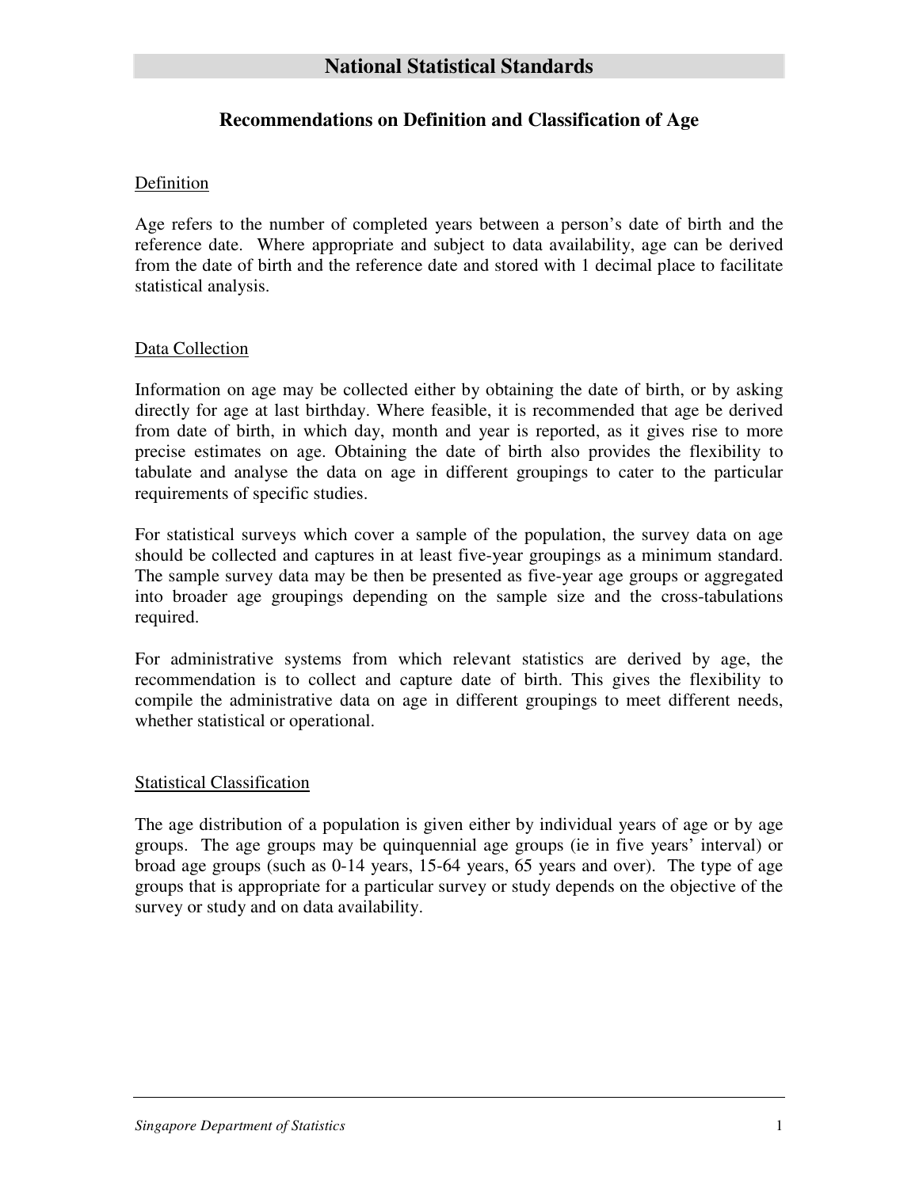# National Statistical Standards

## Recommendations on Definition and Classification of Age

### Definition

Age refers to the number of completed years between a person's date of birth and the reference date. Where appropriate and subject to data availability, age can be derived from the date of birth and the reference date and stored with 1 decimal place to facilitate statistical analysis.

### Data Collection

Information on age may be collected either by obtaining the date of birth, or by asking directly for age at last birthday. Where feasible, it is recommended that age be derived from date of birth, in which day, month and year is reported, as it gives rise to more precise estimates on age. Obtaining the date of birth also provides the flexibility to tabulate and analyse the data on age in different groupings to cater to the particular requirements of specific studies.

For statistical surveys which cover a sample of the population, the survey data on age should be collected and captures in at least five-year groupings as a minimum standard. The sample survey data may be then be presented as five-year age groups or aggregated into broader age groupings depending on the sample size and the cross-tabulations required.

For administrative systems from which relevant statistics are derived by age, the recommendation is to collect and capture date of birth. This gives the flexibility to compile the administrative data on age in different groupings to meet different needs, whether statistical or operational.

### Statistical Classification

The age distribution of a population is given either by individual years of age or by age groups. The age groups may be quinquennial age groups (ie in five years' interval) or broad age groups (such as 0-14 years, 15-64 years, 65 years and over). The type of age groups that is appropriate for a particular survey or study depends on the objective of the survey or study and on data availability.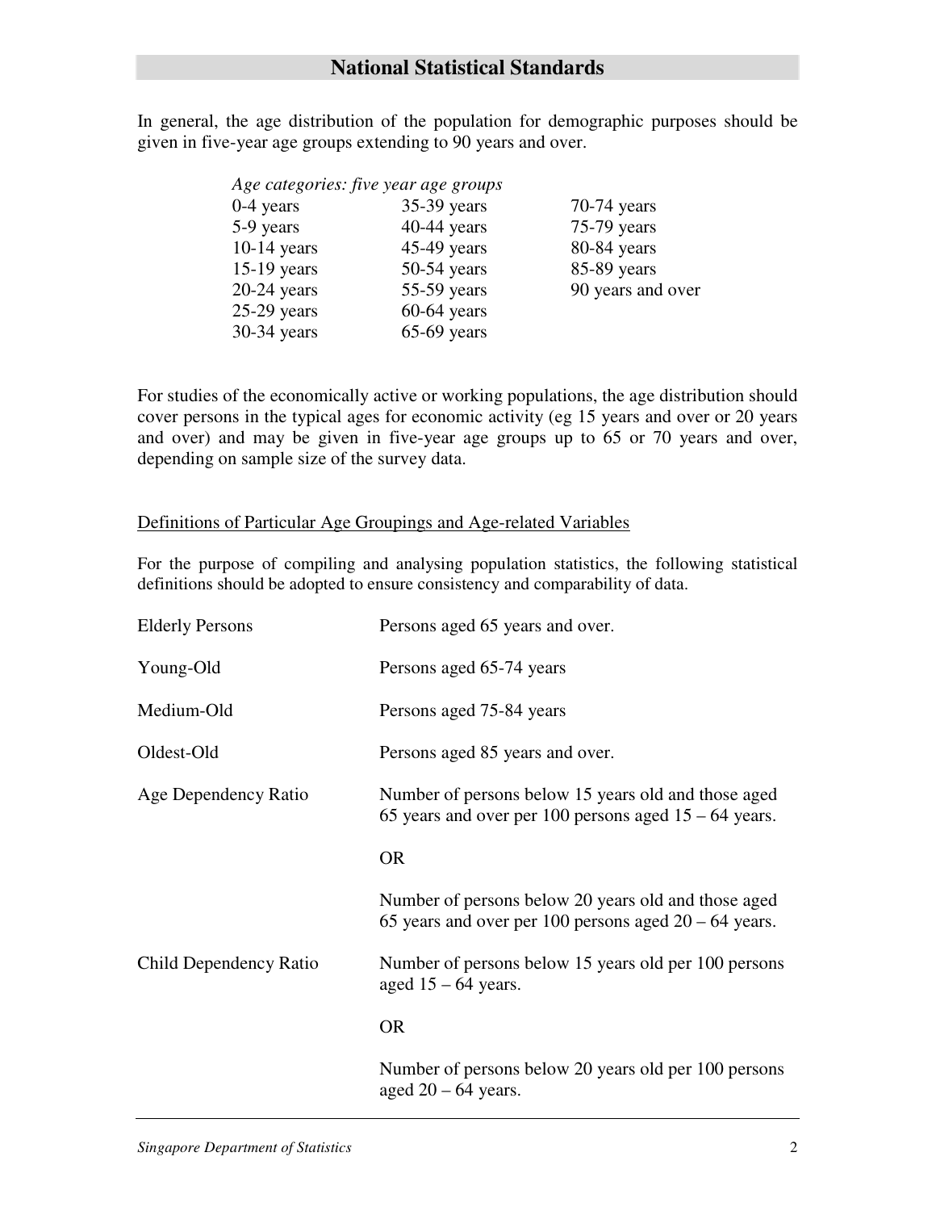In general, the age distribution of the population for demographic purposes should be given in five-year age groups extending to 90 years and over.

*Age categories: five year age groups*

| | | |
|---|---|---|
| 0-4 years | 35-39 years | 70-74 years |
| 5-9 years | 40-44 years | 75-79 years |
| 10-14 years | 45-49 years | 80-84 years |
| 15-19 years | 50-54 years | 85-89 years |
| 20-24 years | 55-59 years | 90 years and over |
| 25-29 years | 60-64 years | |
| 30-34 years | 65-69 years | |

For studies of the economically active or working populations, the age distribution should cover persons in the typical ages for economic activity (eg 15 years and over or 20 years and over) and may be given in five-year age groups up to 65 or 70 years and over, depending on sample size of the survey data.

Definitions of Particular Age Groupings and Age-related Variables

For the purpose of compiling and analysing population statistics, the following statistical definitions should be adopted to ensure consistency and comparability of data.

| | |
|---|---|
| Elderly Persons | Persons aged 65 years and over. |
| Young-Old | Persons aged 65-74 years |
| Medium-Old | Persons aged 75-84 years |
| Oldest-Old | Persons aged 85 years and over. |
| Age Dependency Ratio | Number of persons below 15 years old and those aged 65 years and over per 100 persons aged 15 – 64 years. OR Number of persons below 20 years old and those aged 65 years and over per 100 persons aged 20 – 64 years. |
| Child Dependency Ratio | Number of persons below 15 years old per 100 persons aged 15 – 64 years. OR Number of persons below 20 years old per 100 persons aged 20 – 64 years. |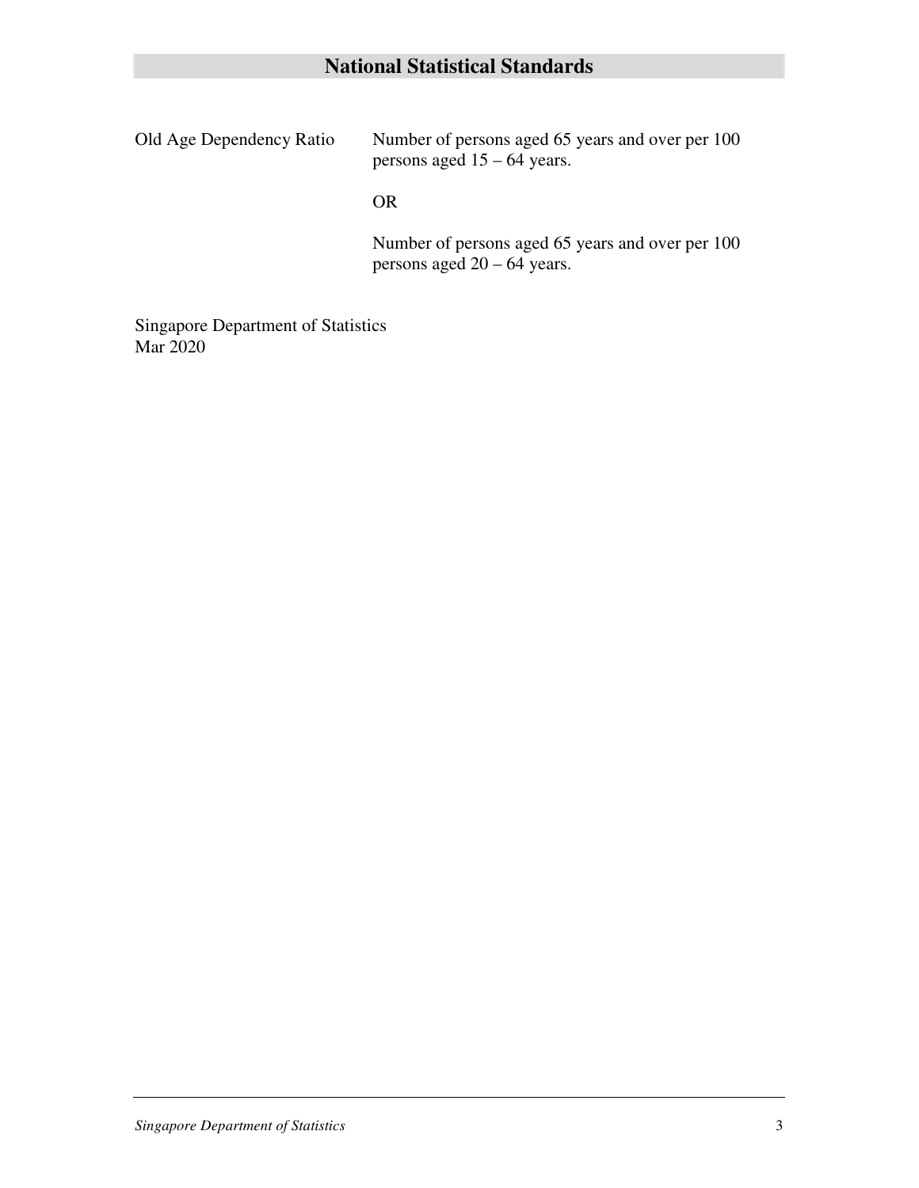## National Statistical Standards

| | |
|---|---|
| Old Age Dependency Ratio | Number of persons aged 65 years and over per 100 persons aged 15 – 64 years. |
| | OR |
| | Number of persons aged 65 years and over per 100 persons aged 20 – 64 years. |

Singapore Department of Statistics
Mar 2020